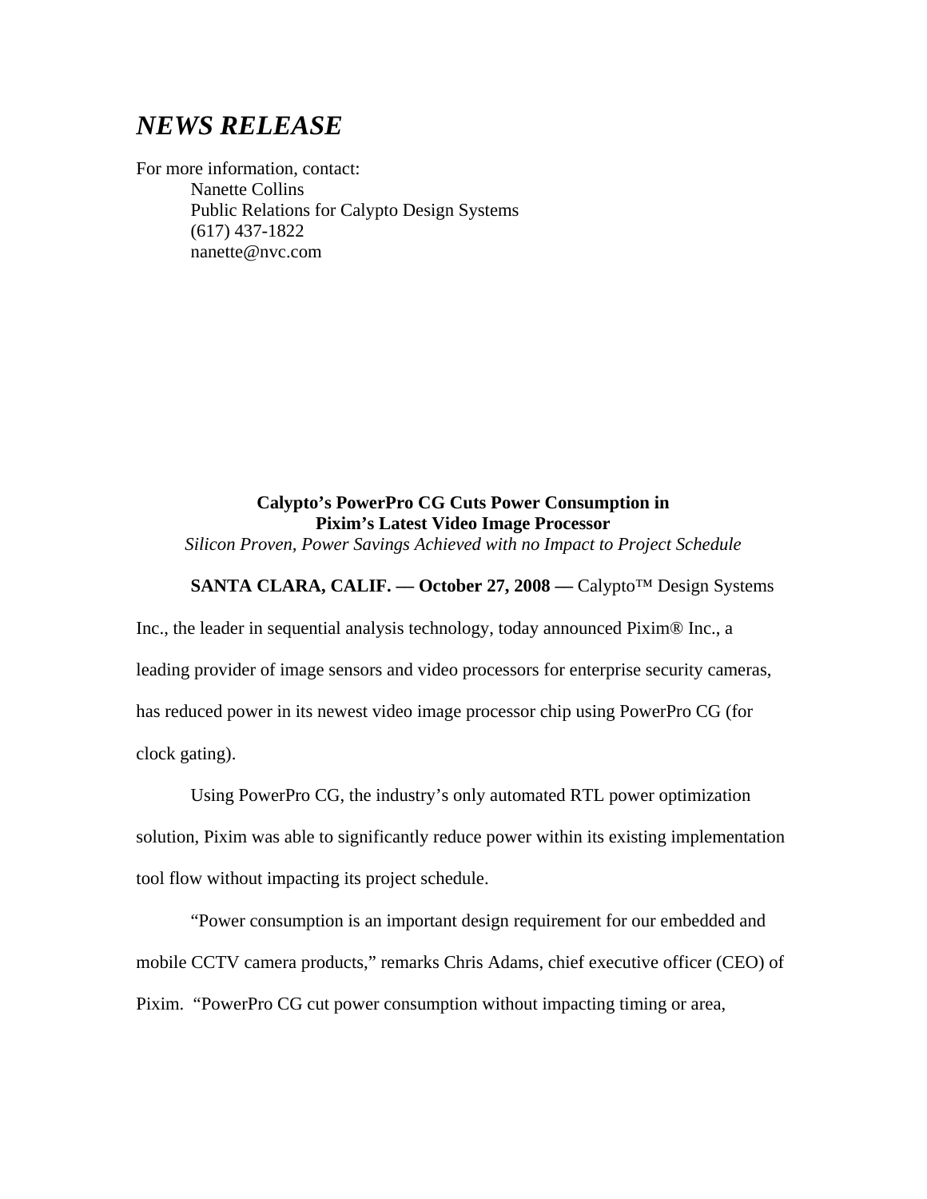# *NEWS RELEASE*

For more information, contact:

Nanette Collins
Public Relations for Calypto Design Systems
(617) 437-1822
nanette@nvc.com

**Calypto's PowerPro CG Cuts Power Consumption in Pixim's Latest Video Image Processor**

*Silicon Proven, Power Savings Achieved with no Impact to Project Schedule*

**SANTA CLARA, CALIF. — October 27, 2008 —** Calypto™ Design Systems Inc., the leader in sequential analysis technology, today announced Pixim® Inc., a leading provider of image sensors and video processors for enterprise security cameras, has reduced power in its newest video image processor chip using PowerPro CG (for clock gating).

Using PowerPro CG, the industry's only automated RTL power optimization solution, Pixim was able to significantly reduce power within its existing implementation tool flow without impacting its project schedule.

"Power consumption is an important design requirement for our embedded and mobile CCTV camera products," remarks Chris Adams, chief executive officer (CEO) of Pixim. "PowerPro CG cut power consumption without impacting timing or area,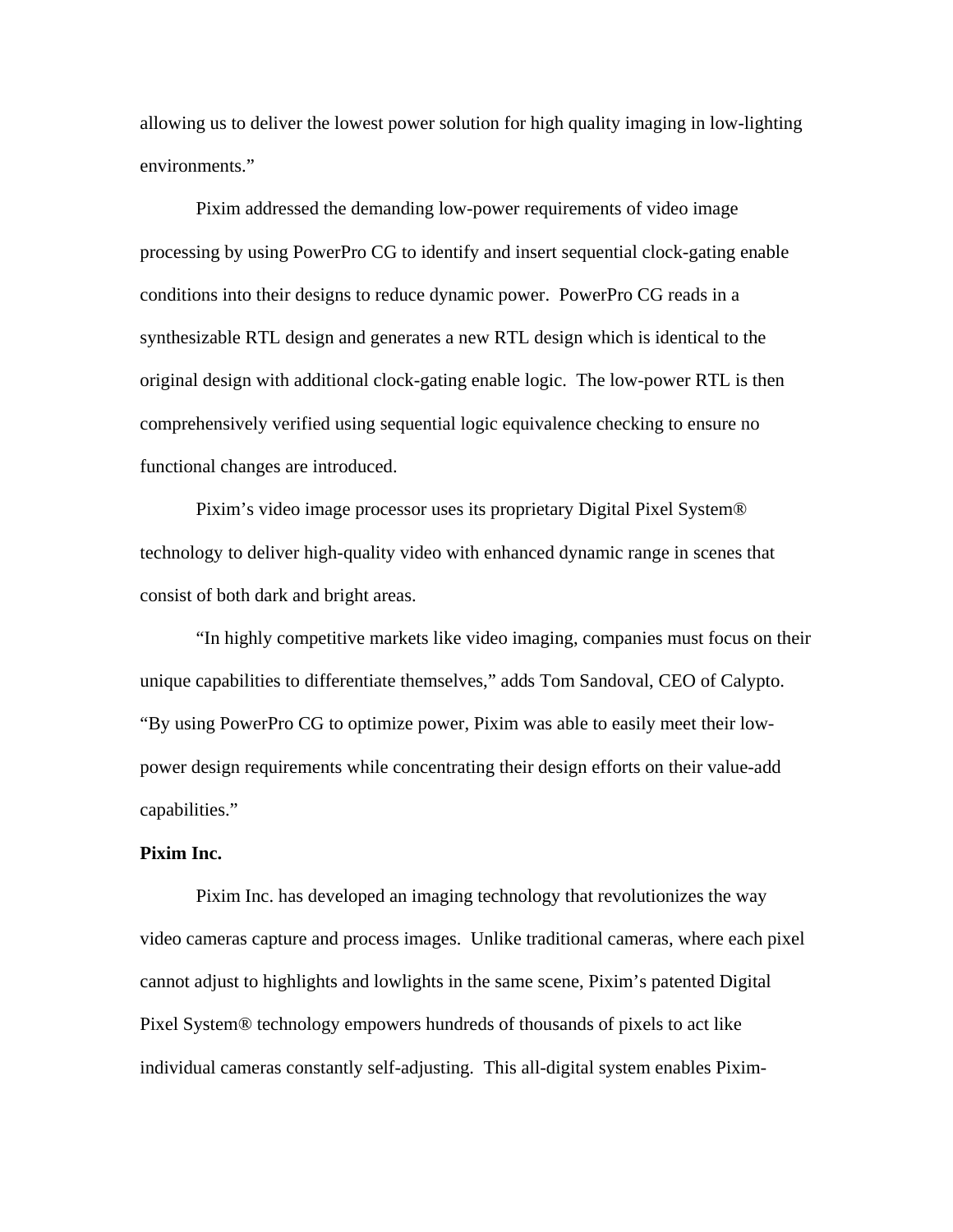allowing us to deliver the lowest power solution for high quality imaging in low-lighting environments."

Pixim addressed the demanding low-power requirements of video image processing by using PowerPro CG to identify and insert sequential clock-gating enable conditions into their designs to reduce dynamic power. PowerPro CG reads in a synthesizable RTL design and generates a new RTL design which is identical to the original design with additional clock-gating enable logic. The low-power RTL is then comprehensively verified using sequential logic equivalence checking to ensure no functional changes are introduced.

Pixim's video image processor uses its proprietary Digital Pixel System® technology to deliver high-quality video with enhanced dynamic range in scenes that consist of both dark and bright areas.

"In highly competitive markets like video imaging, companies must focus on their unique capabilities to differentiate themselves," adds Tom Sandoval, CEO of Calypto. "By using PowerPro CG to optimize power, Pixim was able to easily meet their low-power design requirements while concentrating their design efforts on their value-add capabilities."

**Pixim Inc.**

Pixim Inc. has developed an imaging technology that revolutionizes the way video cameras capture and process images. Unlike traditional cameras, where each pixel cannot adjust to highlights and lowlights in the same scene, Pixim's patented Digital Pixel System® technology empowers hundreds of thousands of pixels to act like individual cameras constantly self-adjusting. This all-digital system enables Pixim-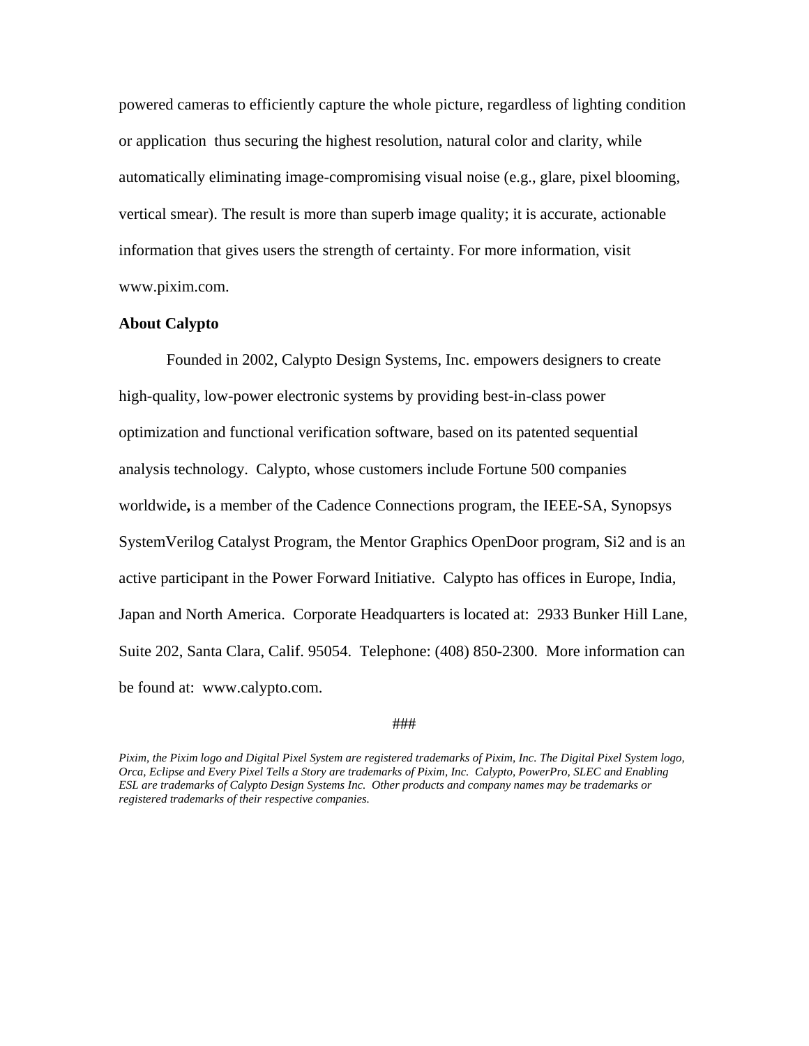powered cameras to efficiently capture the whole picture, regardless of lighting condition or application thus securing the highest resolution, natural color and clarity, while automatically eliminating image-compromising visual noise (e.g., glare, pixel blooming, vertical smear). The result is more than superb image quality; it is accurate, actionable information that gives users the strength of certainty. For more information, visit www.pixim.com.

**About Calypto**

Founded in 2002, Calypto Design Systems, Inc. empowers designers to create high-quality, low-power electronic systems by providing best-in-class power optimization and functional verification software, based on its patented sequential analysis technology. Calypto, whose customers include Fortune 500 companies worldwide**,** is a member of the Cadence Connections program, the IEEE-SA, Synopsys SystemVerilog Catalyst Program, the Mentor Graphics OpenDoor program, Si2 and is an active participant in the Power Forward Initiative. Calypto has offices in Europe, India, Japan and North America. Corporate Headquarters is located at: 2933 Bunker Hill Lane, Suite 202, Santa Clara, Calif. 95054. Telephone: (408) 850-2300. More information can be found at: www.calypto.com.

###

*Pixim, the Pixim logo and Digital Pixel System are registered trademarks of Pixim, Inc. The Digital Pixel System logo, Orca, Eclipse and Every Pixel Tells a Story are trademarks of Pixim, Inc. Calypto, PowerPro, SLEC and Enabling ESL are trademarks of Calypto Design Systems Inc. Other products and company names may be trademarks or registered trademarks of their respective companies.*